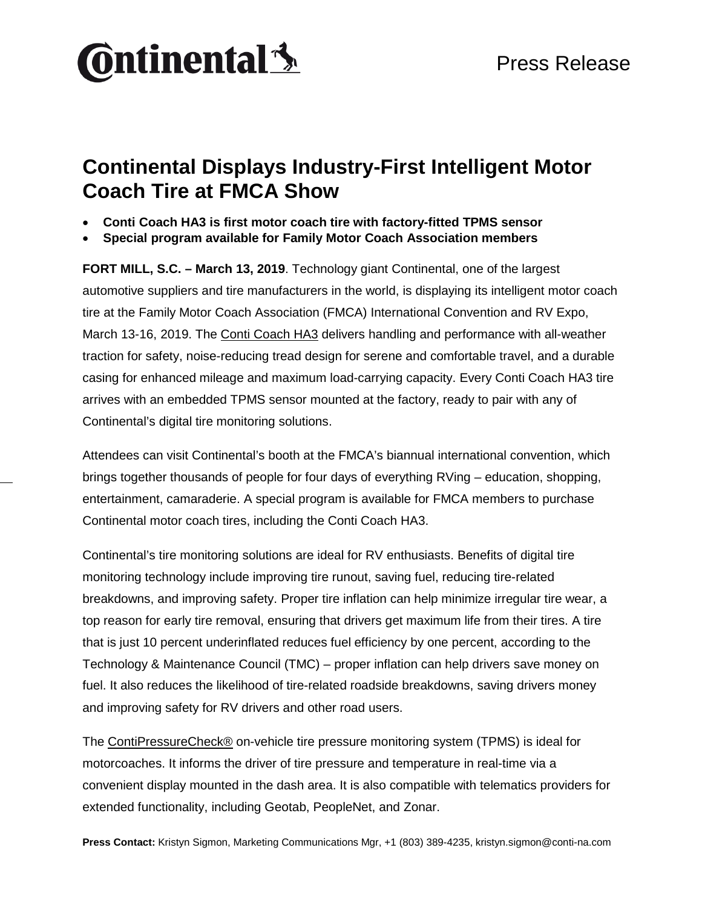Continental

Press Release

# Continental Displays Industry-First Intelligent Motor Coach Tire at FMCA Show

- **Conti Coach HA3 is first motor coach tire with factory-fitted TPMS sensor**
- **Special program available for Family Motor Coach Association members**

**FORT MILL, S.C. – March 13, 2019**. Technology giant Continental, one of the largest automotive suppliers and tire manufacturers in the world, is displaying its intelligent motor coach tire at the Family Motor Coach Association (FMCA) International Convention and RV Expo, March 13-16, 2019. The Conti Coach HA3 delivers handling and performance with all-weather traction for safety, noise-reducing tread design for serene and comfortable travel, and a durable casing for enhanced mileage and maximum load-carrying capacity. Every Conti Coach HA3 tire arrives with an embedded TPMS sensor mounted at the factory, ready to pair with any of Continental's digital tire monitoring solutions.

Attendees can visit Continental's booth at the FMCA's biannual international convention, which brings together thousands of people for four days of everything RVing – education, shopping, entertainment, camaraderie. A special program is available for FMCA members to purchase Continental motor coach tires, including the Conti Coach HA3.

Continental's tire monitoring solutions are ideal for RV enthusiasts. Benefits of digital tire monitoring technology include improving tire runout, saving fuel, reducing tire-related breakdowns, and improving safety. Proper tire inflation can help minimize irregular tire wear, a top reason for early tire removal, ensuring that drivers get maximum life from their tires. A tire that is just 10 percent underinflated reduces fuel efficiency by one percent, according to the Technology & Maintenance Council (TMC) – proper inflation can help drivers save money on fuel. It also reduces the likelihood of tire-related roadside breakdowns, saving drivers money and improving safety for RV drivers and other road users.

The ContiPressureCheck® on-vehicle tire pressure monitoring system (TPMS) is ideal for motorcoaches. It informs the driver of tire pressure and temperature in real-time via a convenient display mounted in the dash area. It is also compatible with telematics providers for extended functionality, including Geotab, PeopleNet, and Zonar.

**Press Contact:** Kristyn Sigmon, Marketing Communications Mgr, +1 (803) 389-4235, kristyn.sigmon@conti-na.com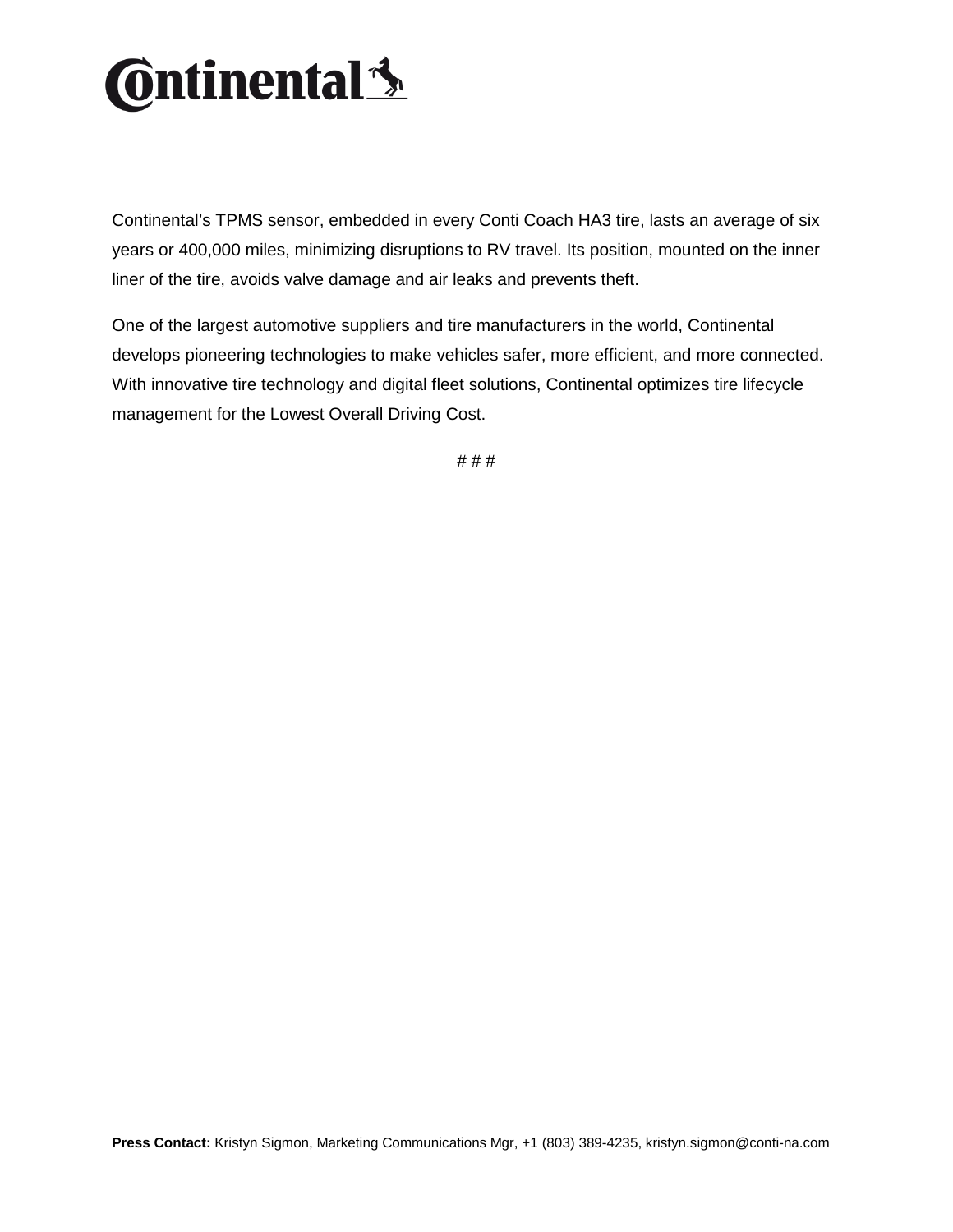Continental's TPMS sensor, embedded in every Conti Coach HA3 tire, lasts an average of six years or 400,000 miles, minimizing disruptions to RV travel. Its position, mounted on the inner liner of the tire, avoids valve damage and air leaks and prevents theft.

One of the largest automotive suppliers and tire manufacturers in the world, Continental develops pioneering technologies to make vehicles safer, more efficient, and more connected. With innovative tire technology and digital fleet solutions, Continental optimizes tire lifecycle management for the Lowest Overall Driving Cost.

# # #

**Press Contact:** Kristyn Sigmon, Marketing Communications Mgr, +1 (803) 389-4235, kristyn.sigmon@conti-na.com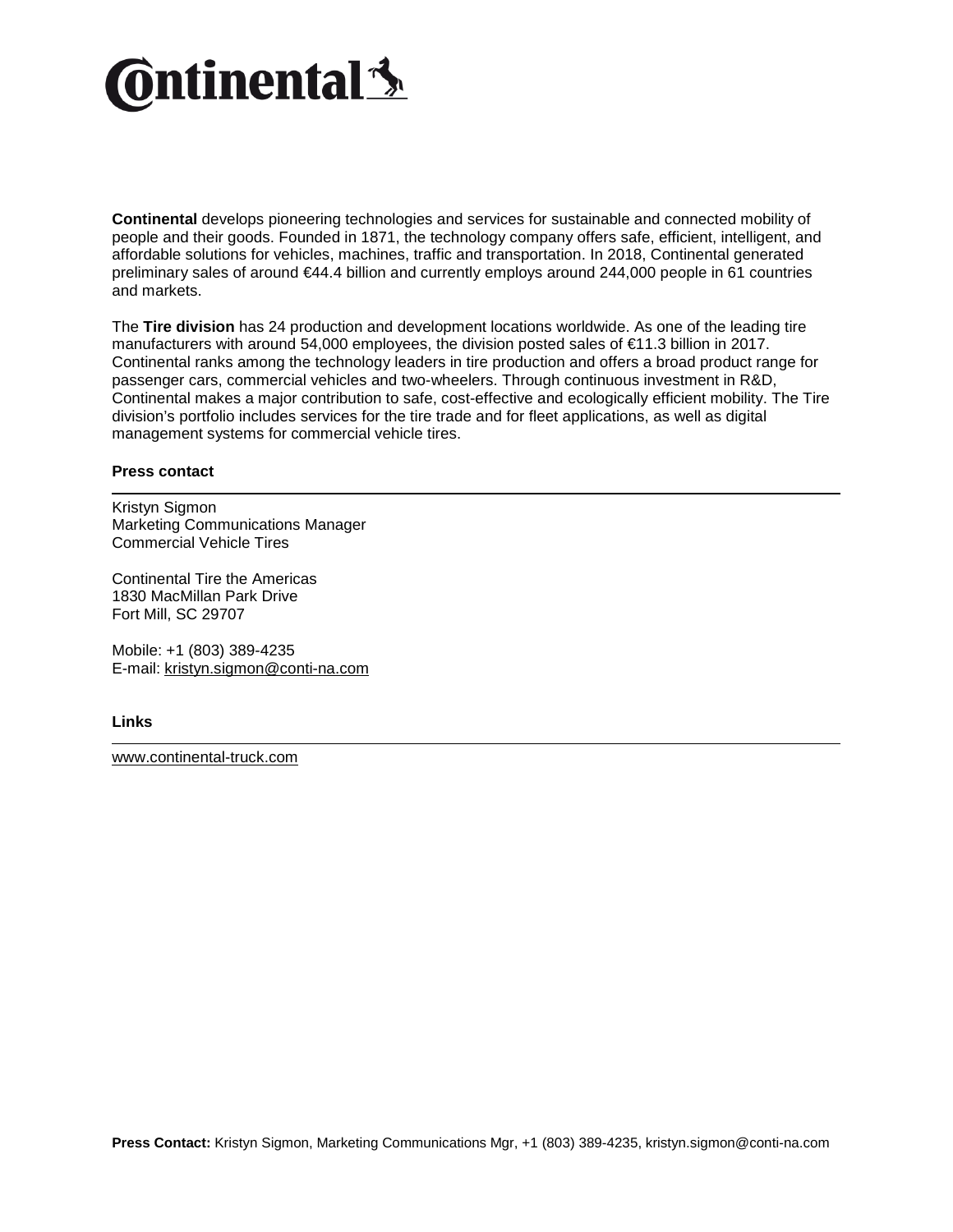**Continental** develops pioneering technologies and services for sustainable and connected mobility of people and their goods. Founded in 1871, the technology company offers safe, efficient, intelligent, and affordable solutions for vehicles, machines, traffic and transportation. In 2018, Continental generated preliminary sales of around €44.4 billion and currently employs around 244,000 people in 61 countries and markets.

The **Tire division** has 24 production and development locations worldwide. As one of the leading tire manufacturers with around 54,000 employees, the division posted sales of €11.3 billion in 2017. Continental ranks among the technology leaders in tire production and offers a broad product range for passenger cars, commercial vehicles and two-wheelers. Through continuous investment in R&D, Continental makes a major contribution to safe, cost-effective and ecologically efficient mobility. The Tire division's portfolio includes services for the tire trade and for fleet applications, as well as digital management systems for commercial vehicle tires.

**Press contact**

Kristyn Sigmon
Marketing Communications Manager
Commercial Vehicle Tires

Continental Tire the Americas
1830 MacMillan Park Drive
Fort Mill, SC 29707

Mobile: +1 (803) 389-4235
E-mail: kristyn.sigmon@conti-na.com

**Links**

www.continental-truck.com